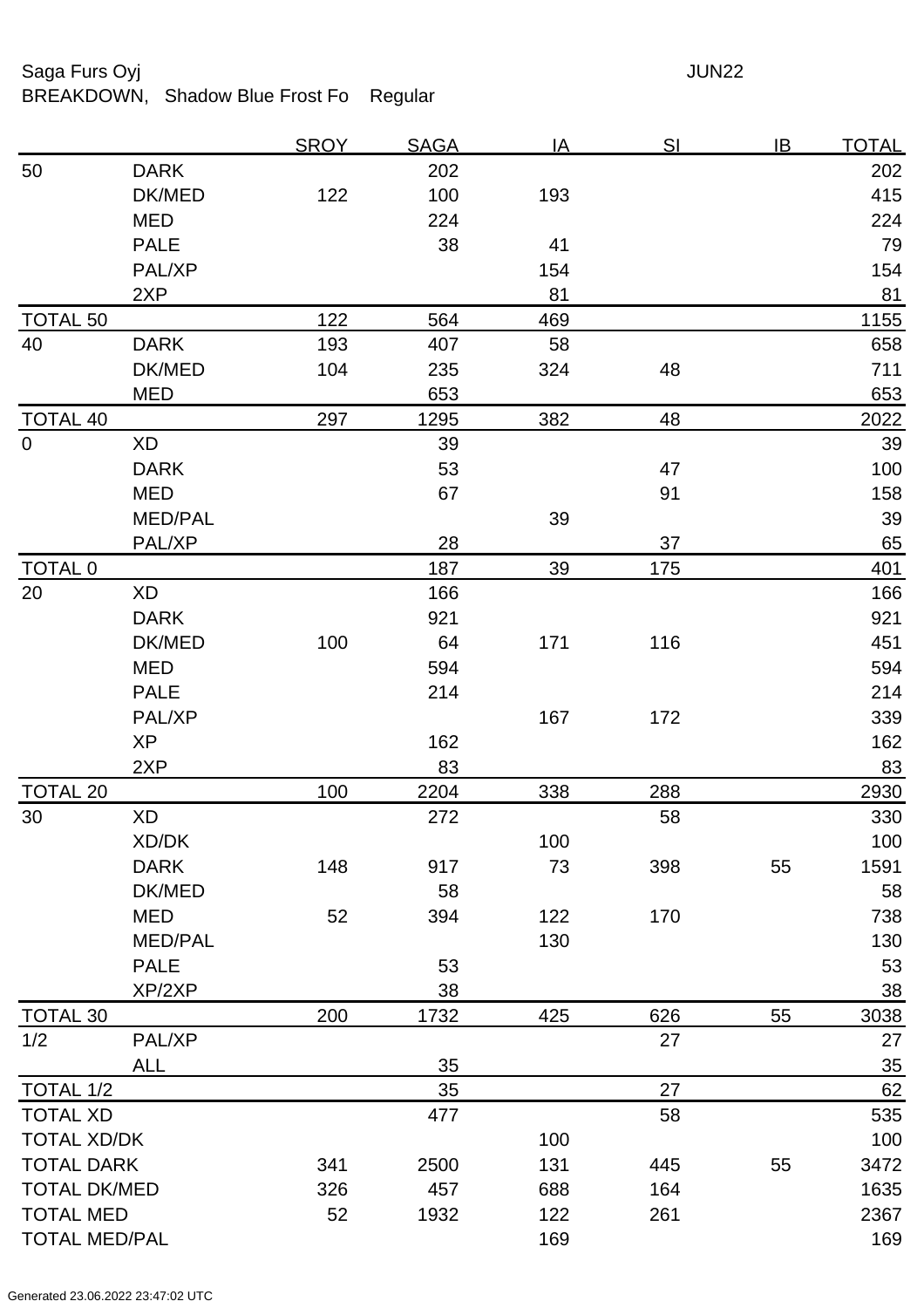Saga Furs Oyj JUN22

BREAKDOWN, Shadow Blue Frost Fo Regular

| | | SROY | SAGA | IA | SI | IB | TOTAL |
|---|---|---|---|---|---|---|---|
| 50 | DARK | | 202 | | | | 202 |
| | DK/MED | 122 | 100 | 193 | | | 415 |
| | MED | | 224 | | | | 224 |
| | PALE | | 38 | 41 | | | 79 |
| | PAL/XP | | | 154 | | | 154 |
| | 2XP | | | 81 | | | 81 |
| TOTAL 50 | | 122 | 564 | 469 | | | 1155 |
| 40 | DARK | 193 | 407 | 58 | | | 658 |
| | DK/MED | 104 | 235 | 324 | 48 | | 711 |
| | MED | | 653 | | | | 653 |
| TOTAL 40 | | 297 | 1295 | 382 | 48 | | 2022 |
| 0 | XD | | 39 | | | | 39 |
| | DARK | | 53 | | 47 | | 100 |
| | MED | | 67 | | 91 | | 158 |
| | MED/PAL | | | 39 | | | 39 |
| | PAL/XP | | 28 | | 37 | | 65 |
| TOTAL 0 | | | 187 | 39 | 175 | | 401 |
| 20 | XD | | 166 | | | | 166 |
| | DARK | | 921 | | | | 921 |
| | DK/MED | 100 | 64 | 171 | 116 | | 451 |
| | MED | | 594 | | | | 594 |
| | PALE | | 214 | | | | 214 |
| | PAL/XP | | | 167 | 172 | | 339 |
| | XP | | 162 | | | | 162 |
| | 2XP | | 83 | | | | 83 |
| TOTAL 20 | | 100 | 2204 | 338 | 288 | | 2930 |
| 30 | XD | | 272 | | 58 | | 330 |
| | XD/DK | | | 100 | | | 100 |
| | DARK | 148 | 917 | 73 | 398 | 55 | 1591 |
| | DK/MED | | 58 | | | | 58 |
| | MED | 52 | 394 | 122 | 170 | | 738 |
| | MED/PAL | | | 130 | | | 130 |
| | PALE | | 53 | | | | 53 |
| | XP/2XP | | 38 | | | | 38 |
| TOTAL 30 | | 200 | 1732 | 425 | 626 | 55 | 3038 |
| 1/2 | PAL/XP | | | | 27 | | 27 |
| | ALL | | 35 | | | | 35 |
| TOTAL 1/2 | | | 35 | | 27 | | 62 |
| TOTAL XD | | | 477 | | 58 | | 535 |
| TOTAL XD/DK | | | | 100 | | | 100 |
| TOTAL DARK | | 341 | 2500 | 131 | 445 | 55 | 3472 |
| TOTAL DK/MED | | 326 | 457 | 688 | 164 | | 1635 |
| TOTAL MED | | 52 | 1932 | 122 | 261 | | 2367 |
| TOTAL MED/PAL | | | | 169 | | | 169 |

Generated 23.06.2022 23:47:02 UTC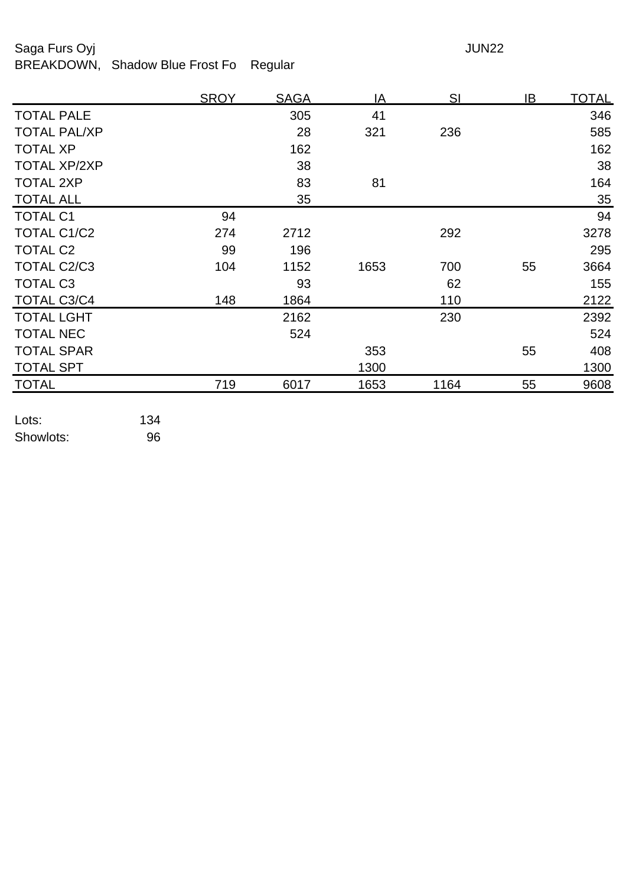Saga Furs Oyj JUN22

BREAKDOWN, Shadow Blue Frost Fo Regular

| | SROY | SAGA | IA | SI | IB | TOTAL |
|---|---|---|---|---|---|---|
| TOTAL PALE | | 305 | 41 | | | 346 |
| TOTAL PAL/XP | | 28 | 321 | 236 | | 585 |
| TOTAL XP | | 162 | | | | 162 |
| TOTAL XP/2XP | | 38 | | | | 38 |
| TOTAL 2XP | | 83 | 81 | | | 164 |
| TOTAL ALL | | 35 | | | | 35 |
| TOTAL C1 | 94 | | | | | 94 |
| TOTAL C1/C2 | 274 | 2712 | | 292 | | 3278 |
| TOTAL C2 | 99 | 196 | | | | 295 |
| TOTAL C2/C3 | 104 | 1152 | 1653 | 700 | 55 | 3664 |
| TOTAL C3 | | 93 | | 62 | | 155 |
| TOTAL C3/C4 | 148 | 1864 | | 110 | | 2122 |
| TOTAL LGHT | | 2162 | | 230 | | 2392 |
| TOTAL NEC | | 524 | | | | 524 |
| TOTAL SPAR | | | 353 | | 55 | 408 |
| TOTAL SPT | | | 1300 | | | 1300 |
| TOTAL | 719 | 6017 | 1653 | 1164 | 55 | 9608 |

Lots: 134

Showlots: 96